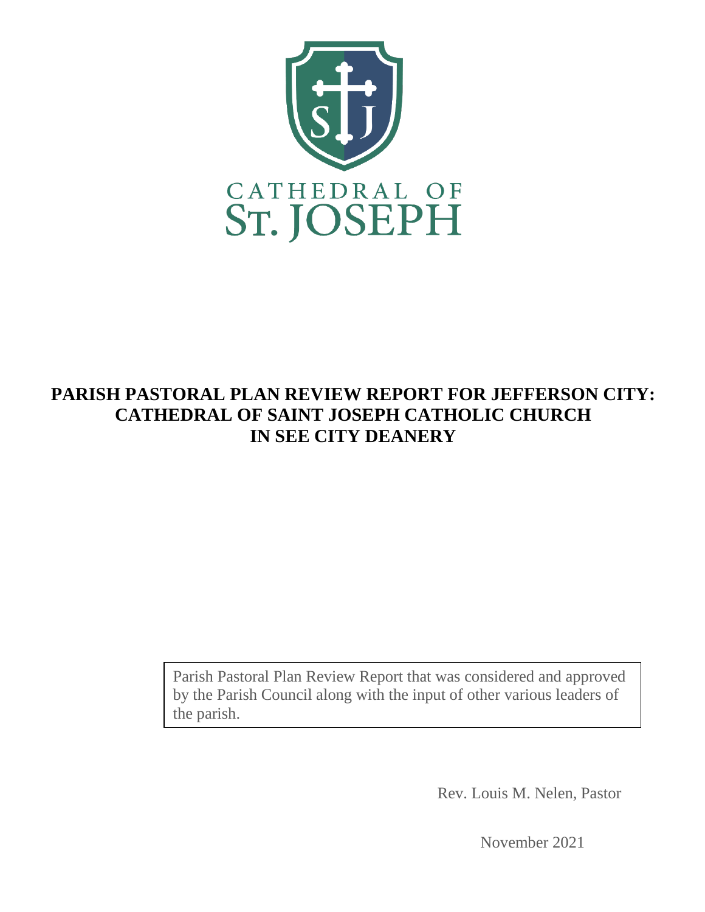CATHEDRAL OF
ST. JOSEPH

# PARISH PASTORAL PLAN REVIEW REPORT FOR JEFFERSON CITY: CATHEDRAL OF SAINT JOSEPH CATHOLIC CHURCH IN SEE CITY DEANERY

Parish Pastoral Plan Review Report that was considered and approved by the Parish Council along with the input of other various leaders of the parish.

Rev. Louis M. Nelen, Pastor

November 2021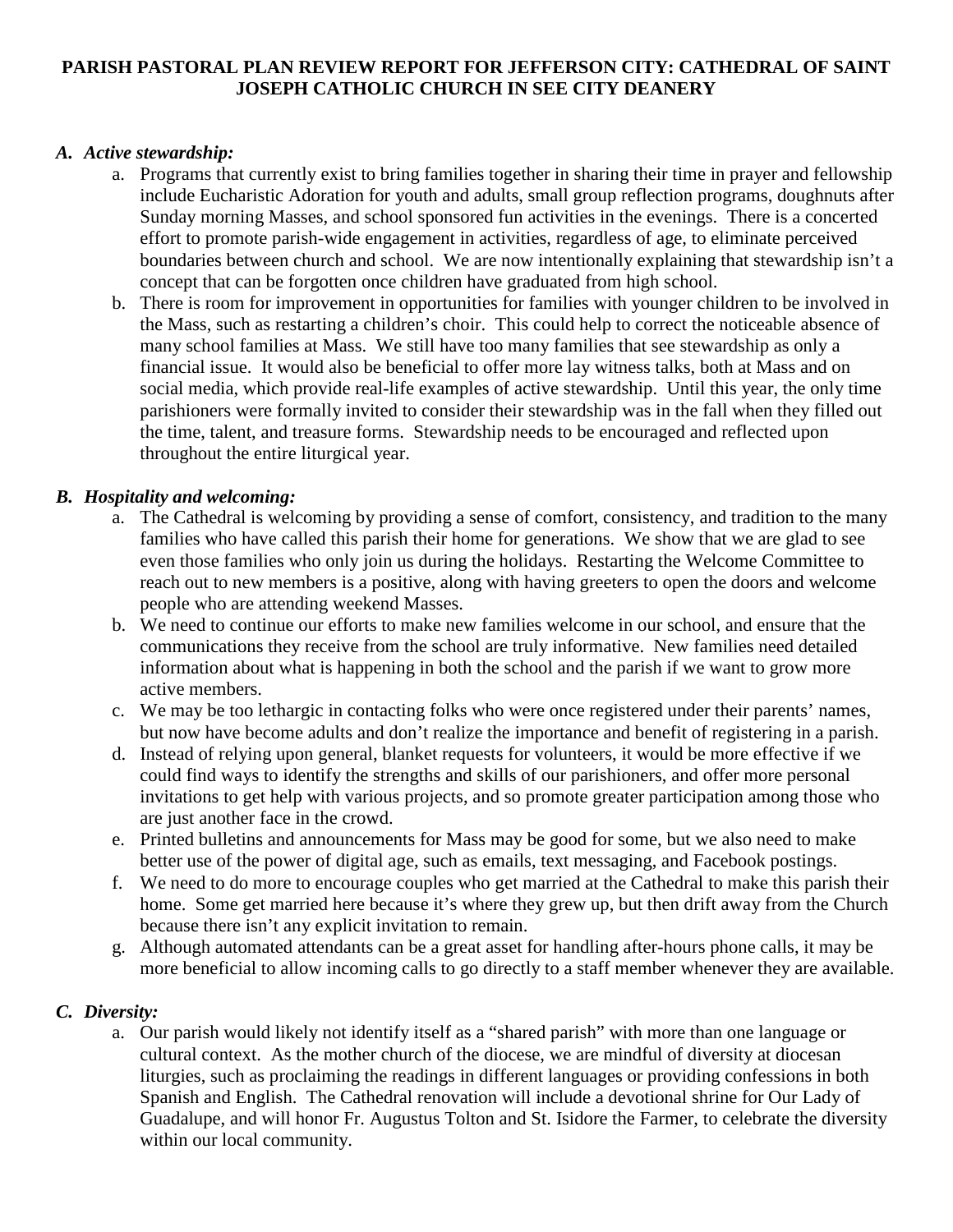**PARISH PASTORAL PLAN REVIEW REPORT FOR JEFFERSON CITY: CATHEDRAL OF SAINT JOSEPH CATHOLIC CHURCH IN SEE CITY DEANERY**

***A. Active stewardship:***

a. Programs that currently exist to bring families together in sharing their time in prayer and fellowship include Eucharistic Adoration for youth and adults, small group reflection programs, doughnuts after Sunday morning Masses, and school sponsored fun activities in the evenings. There is a concerted effort to promote parish-wide engagement in activities, regardless of age, to eliminate perceived boundaries between church and school. We are now intentionally explaining that stewardship isn't a concept that can be forgotten once children have graduated from high school.

b. There is room for improvement in opportunities for families with younger children to be involved in the Mass, such as restarting a children's choir. This could help to correct the noticeable absence of many school families at Mass. We still have too many families that see stewardship as only a financial issue. It would also be beneficial to offer more lay witness talks, both at Mass and on social media, which provide real-life examples of active stewardship. Until this year, the only time parishioners were formally invited to consider their stewardship was in the fall when they filled out the time, talent, and treasure forms. Stewardship needs to be encouraged and reflected upon throughout the entire liturgical year.

***B. Hospitality and welcoming:***

a. The Cathedral is welcoming by providing a sense of comfort, consistency, and tradition to the many families who have called this parish their home for generations. We show that we are glad to see even those families who only join us during the holidays. Restarting the Welcome Committee to reach out to new members is a positive, along with having greeters to open the doors and welcome people who are attending weekend Masses.

b. We need to continue our efforts to make new families welcome in our school, and ensure that the communications they receive from the school are truly informative. New families need detailed information about what is happening in both the school and the parish if we want to grow more active members.

c. We may be too lethargic in contacting folks who were once registered under their parents' names, but now have become adults and don't realize the importance and benefit of registering in a parish.

d. Instead of relying upon general, blanket requests for volunteers, it would be more effective if we could find ways to identify the strengths and skills of our parishioners, and offer more personal invitations to get help with various projects, and so promote greater participation among those who are just another face in the crowd.

e. Printed bulletins and announcements for Mass may be good for some, but we also need to make better use of the power of digital age, such as emails, text messaging, and Facebook postings.

f. We need to do more to encourage couples who get married at the Cathedral to make this parish their home. Some get married here because it's where they grew up, but then drift away from the Church because there isn't any explicit invitation to remain.

g. Although automated attendants can be a great asset for handling after-hours phone calls, it may be more beneficial to allow incoming calls to go directly to a staff member whenever they are available.

***C. Diversity:***

a. Our parish would likely not identify itself as a "shared parish" with more than one language or cultural context. As the mother church of the diocese, we are mindful of diversity at diocesan liturgies, such as proclaiming the readings in different languages or providing confessions in both Spanish and English. The Cathedral renovation will include a devotional shrine for Our Lady of Guadalupe, and will honor Fr. Augustus Tolton and St. Isidore the Farmer, to celebrate the diversity within our local community.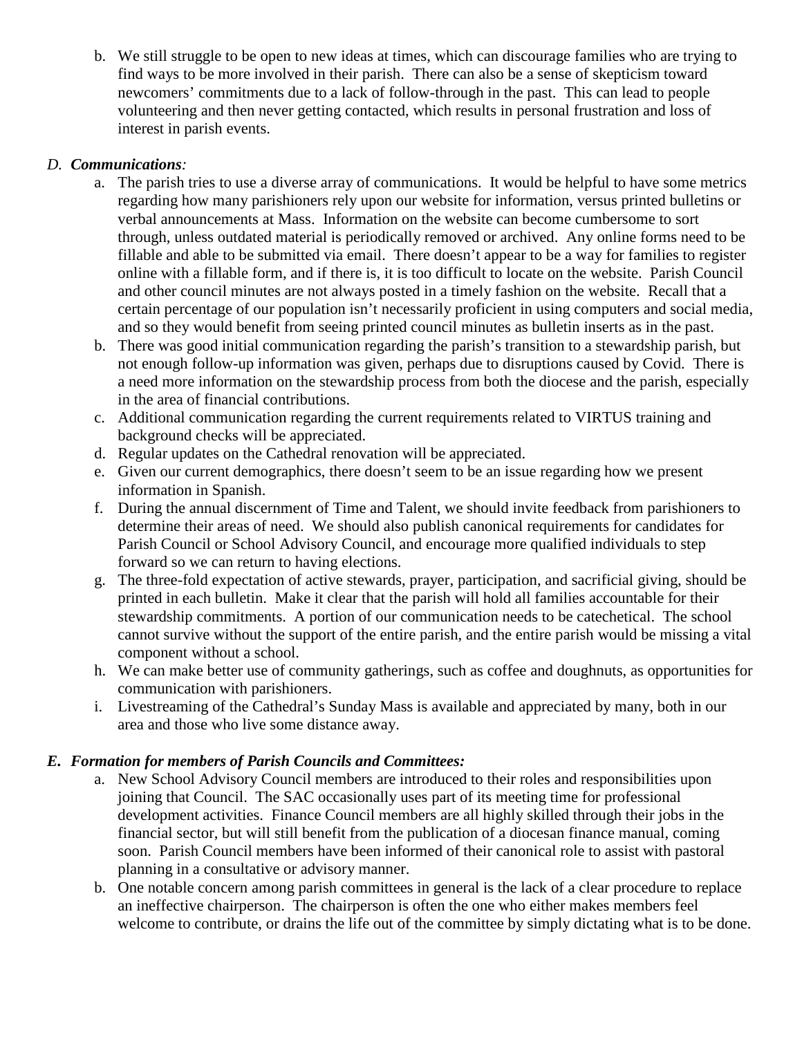b. We still struggle to be open to new ideas at times, which can discourage families who are trying to find ways to be more involved in their parish. There can also be a sense of skepticism toward newcomers' commitments due to a lack of follow-through in the past. This can lead to people volunteering and then never getting contacted, which results in personal frustration and loss of interest in parish events.

*D. **Communications**:*

a. The parish tries to use a diverse array of communications. It would be helpful to have some metrics regarding how many parishioners rely upon our website for information, versus printed bulletins or verbal announcements at Mass. Information on the website can become cumbersome to sort through, unless outdated material is periodically removed or archived. Any online forms need to be fillable and able to be submitted via email. There doesn't appear to be a way for families to register online with a fillable form, and if there is, it is too difficult to locate on the website. Parish Council and other council minutes are not always posted in a timely fashion on the website. Recall that a certain percentage of our population isn't necessarily proficient in using computers and social media, and so they would benefit from seeing printed council minutes as bulletin inserts as in the past.

b. There was good initial communication regarding the parish's transition to a stewardship parish, but not enough follow-up information was given, perhaps due to disruptions caused by Covid. There is a need more information on the stewardship process from both the diocese and the parish, especially in the area of financial contributions.

c. Additional communication regarding the current requirements related to VIRTUS training and background checks will be appreciated.

d. Regular updates on the Cathedral renovation will be appreciated.

e. Given our current demographics, there doesn't seem to be an issue regarding how we present information in Spanish.

f. During the annual discernment of Time and Talent, we should invite feedback from parishioners to determine their areas of need. We should also publish canonical requirements for candidates for Parish Council or School Advisory Council, and encourage more qualified individuals to step forward so we can return to having elections.

g. The three-fold expectation of active stewards, prayer, participation, and sacrificial giving, should be printed in each bulletin. Make it clear that the parish will hold all families accountable for their stewardship commitments. A portion of our communication needs to be catechetical. The school cannot survive without the support of the entire parish, and the entire parish would be missing a vital component without a school.

h. We can make better use of community gatherings, such as coffee and doughnuts, as opportunities for communication with parishioners.

i. Livestreaming of the Cathedral's Sunday Mass is available and appreciated by many, both in our area and those who live some distance away.

***E. Formation for members of Parish Councils and Committees:***

a. New School Advisory Council members are introduced to their roles and responsibilities upon joining that Council. The SAC occasionally uses part of its meeting time for professional development activities. Finance Council members are all highly skilled through their jobs in the financial sector, but will still benefit from the publication of a diocesan finance manual, coming soon. Parish Council members have been informed of their canonical role to assist with pastoral planning in a consultative or advisory manner.

b. One notable concern among parish committees in general is the lack of a clear procedure to replace an ineffective chairperson. The chairperson is often the one who either makes members feel welcome to contribute, or drains the life out of the committee by simply dictating what is to be done.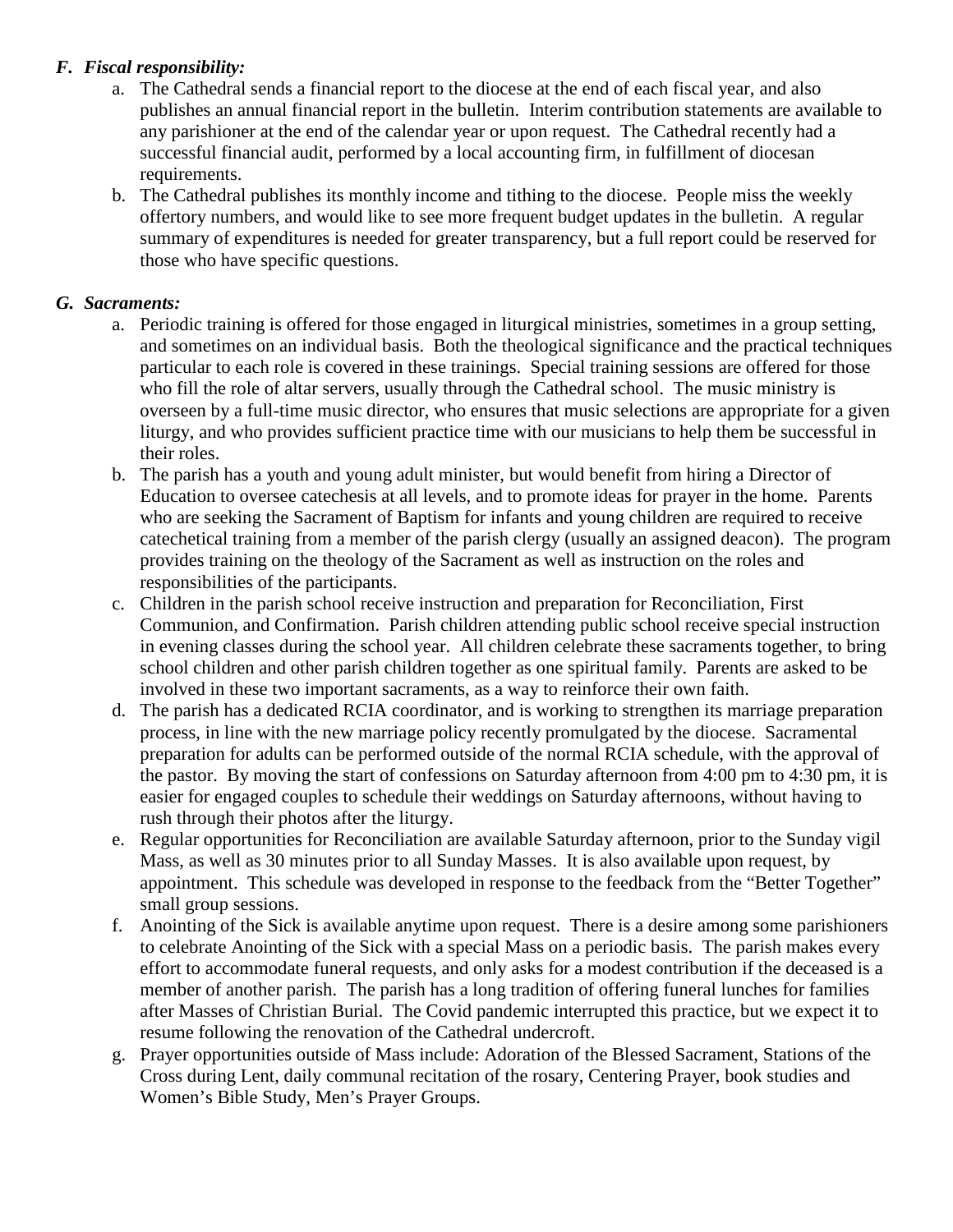### *F. Fiscal responsibility:*

a. The Cathedral sends a financial report to the diocese at the end of each fiscal year, and also publishes an annual financial report in the bulletin. Interim contribution statements are available to any parishioner at the end of the calendar year or upon request. The Cathedral recently had a successful financial audit, performed by a local accounting firm, in fulfillment of diocesan requirements.

b. The Cathedral publishes its monthly income and tithing to the diocese. People miss the weekly offertory numbers, and would like to see more frequent budget updates in the bulletin. A regular summary of expenditures is needed for greater transparency, but a full report could be reserved for those who have specific questions.

### *G. Sacraments:*

a. Periodic training is offered for those engaged in liturgical ministries, sometimes in a group setting, and sometimes on an individual basis. Both the theological significance and the practical techniques particular to each role is covered in these trainings. Special training sessions are offered for those who fill the role of altar servers, usually through the Cathedral school. The music ministry is overseen by a full-time music director, who ensures that music selections are appropriate for a given liturgy, and who provides sufficient practice time with our musicians to help them be successful in their roles.

b. The parish has a youth and young adult minister, but would benefit from hiring a Director of Education to oversee catechesis at all levels, and to promote ideas for prayer in the home. Parents who are seeking the Sacrament of Baptism for infants and young children are required to receive catechetical training from a member of the parish clergy (usually an assigned deacon). The program provides training on the theology of the Sacrament as well as instruction on the roles and responsibilities of the participants.

c. Children in the parish school receive instruction and preparation for Reconciliation, First Communion, and Confirmation. Parish children attending public school receive special instruction in evening classes during the school year. All children celebrate these sacraments together, to bring school children and other parish children together as one spiritual family. Parents are asked to be involved in these two important sacraments, as a way to reinforce their own faith.

d. The parish has a dedicated RCIA coordinator, and is working to strengthen its marriage preparation process, in line with the new marriage policy recently promulgated by the diocese. Sacramental preparation for adults can be performed outside of the normal RCIA schedule, with the approval of the pastor. By moving the start of confessions on Saturday afternoon from 4:00 pm to 4:30 pm, it is easier for engaged couples to schedule their weddings on Saturday afternoons, without having to rush through their photos after the liturgy.

e. Regular opportunities for Reconciliation are available Saturday afternoon, prior to the Sunday vigil Mass, as well as 30 minutes prior to all Sunday Masses. It is also available upon request, by appointment. This schedule was developed in response to the feedback from the "Better Together" small group sessions.

f. Anointing of the Sick is available anytime upon request. There is a desire among some parishioners to celebrate Anointing of the Sick with a special Mass on a periodic basis. The parish makes every effort to accommodate funeral requests, and only asks for a modest contribution if the deceased is a member of another parish. The parish has a long tradition of offering funeral lunches for families after Masses of Christian Burial. The Covid pandemic interrupted this practice, but we expect it to resume following the renovation of the Cathedral undercroft.

g. Prayer opportunities outside of Mass include: Adoration of the Blessed Sacrament, Stations of the Cross during Lent, daily communal recitation of the rosary, Centering Prayer, book studies and Women's Bible Study, Men's Prayer Groups.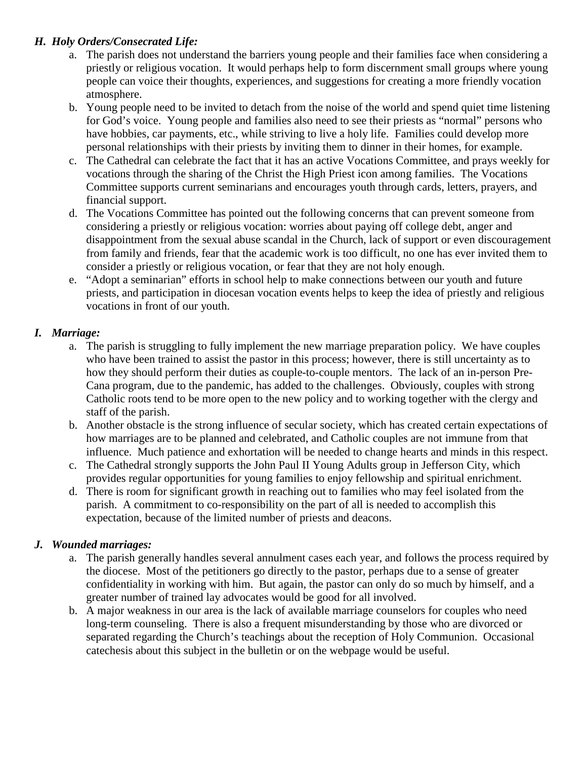### *H. Holy Orders/Consecrated Life:*

a. The parish does not understand the barriers young people and their families face when considering a priestly or religious vocation. It would perhaps help to form discernment small groups where young people can voice their thoughts, experiences, and suggestions for creating a more friendly vocation atmosphere.

b. Young people need to be invited to detach from the noise of the world and spend quiet time listening for God's voice. Young people and families also need to see their priests as "normal" persons who have hobbies, car payments, etc., while striving to live a holy life. Families could develop more personal relationships with their priests by inviting them to dinner in their homes, for example.

c. The Cathedral can celebrate the fact that it has an active Vocations Committee, and prays weekly for vocations through the sharing of the Christ the High Priest icon among families. The Vocations Committee supports current seminarians and encourages youth through cards, letters, prayers, and financial support.

d. The Vocations Committee has pointed out the following concerns that can prevent someone from considering a priestly or religious vocation: worries about paying off college debt, anger and disappointment from the sexual abuse scandal in the Church, lack of support or even discouragement from family and friends, fear that the academic work is too difficult, no one has ever invited them to consider a priestly or religious vocation, or fear that they are not holy enough.

e. "Adopt a seminarian" efforts in school help to make connections between our youth and future priests, and participation in diocesan vocation events helps to keep the idea of priestly and religious vocations in front of our youth.

### *I. Marriage:*

a. The parish is struggling to fully implement the new marriage preparation policy. We have couples who have been trained to assist the pastor in this process; however, there is still uncertainty as to how they should perform their duties as couple-to-couple mentors. The lack of an in-person Pre-Cana program, due to the pandemic, has added to the challenges. Obviously, couples with strong Catholic roots tend to be more open to the new policy and to working together with the clergy and staff of the parish.

b. Another obstacle is the strong influence of secular society, which has created certain expectations of how marriages are to be planned and celebrated, and Catholic couples are not immune from that influence. Much patience and exhortation will be needed to change hearts and minds in this respect.

c. The Cathedral strongly supports the John Paul II Young Adults group in Jefferson City, which provides regular opportunities for young families to enjoy fellowship and spiritual enrichment.

d. There is room for significant growth in reaching out to families who may feel isolated from the parish. A commitment to co-responsibility on the part of all is needed to accomplish this expectation, because of the limited number of priests and deacons.

### *J. Wounded marriages:*

a. The parish generally handles several annulment cases each year, and follows the process required by the diocese. Most of the petitioners go directly to the pastor, perhaps due to a sense of greater confidentiality in working with him. But again, the pastor can only do so much by himself, and a greater number of trained lay advocates would be good for all involved.

b. A major weakness in our area is the lack of available marriage counselors for couples who need long-term counseling. There is also a frequent misunderstanding by those who are divorced or separated regarding the Church's teachings about the reception of Holy Communion. Occasional catechesis about this subject in the bulletin or on the webpage would be useful.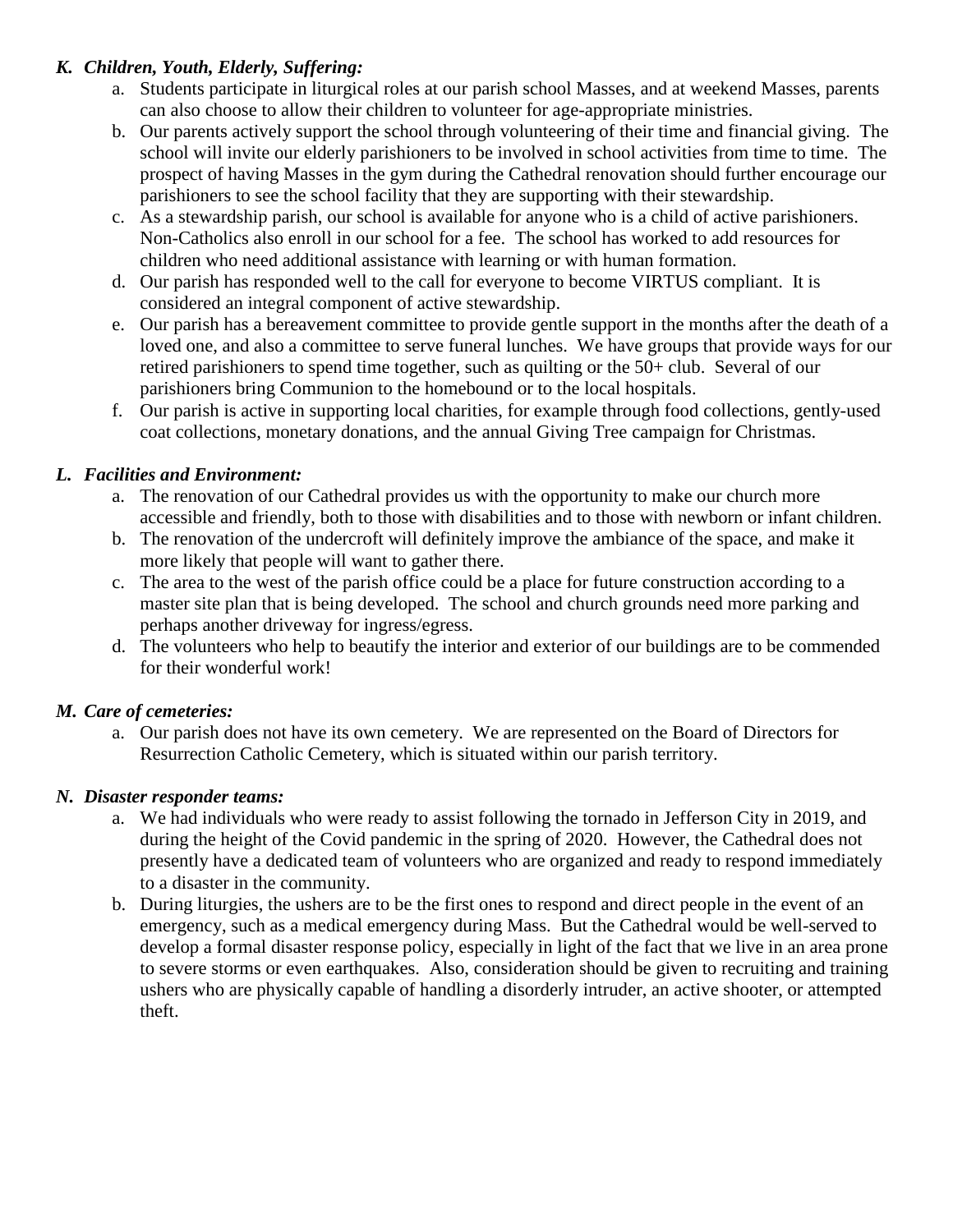### *K. Children, Youth, Elderly, Suffering:*

a. Students participate in liturgical roles at our parish school Masses, and at weekend Masses, parents can also choose to allow their children to volunteer for age-appropriate ministries.
b. Our parents actively support the school through volunteering of their time and financial giving. The school will invite our elderly parishioners to be involved in school activities from time to time. The prospect of having Masses in the gym during the Cathedral renovation should further encourage our parishioners to see the school facility that they are supporting with their stewardship.
c. As a stewardship parish, our school is available for anyone who is a child of active parishioners. Non-Catholics also enroll in our school for a fee. The school has worked to add resources for children who need additional assistance with learning or with human formation.
d. Our parish has responded well to the call for everyone to become VIRTUS compliant. It is considered an integral component of active stewardship.
e. Our parish has a bereavement committee to provide gentle support in the months after the death of a loved one, and also a committee to serve funeral lunches. We have groups that provide ways for our retired parishioners to spend time together, such as quilting or the 50+ club. Several of our parishioners bring Communion to the homebound or to the local hospitals.
f. Our parish is active in supporting local charities, for example through food collections, gently-used coat collections, monetary donations, and the annual Giving Tree campaign for Christmas.

### *L. Facilities and Environment:*

a. The renovation of our Cathedral provides us with the opportunity to make our church more accessible and friendly, both to those with disabilities and to those with newborn or infant children.
b. The renovation of the undercroft will definitely improve the ambiance of the space, and make it more likely that people will want to gather there.
c. The area to the west of the parish office could be a place for future construction according to a master site plan that is being developed. The school and church grounds need more parking and perhaps another driveway for ingress/egress.
d. The volunteers who help to beautify the interior and exterior of our buildings are to be commended for their wonderful work!

### *M. Care of cemeteries:*

a. Our parish does not have its own cemetery. We are represented on the Board of Directors for Resurrection Catholic Cemetery, which is situated within our parish territory.

### *N. Disaster responder teams:*

a. We had individuals who were ready to assist following the tornado in Jefferson City in 2019, and during the height of the Covid pandemic in the spring of 2020. However, the Cathedral does not presently have a dedicated team of volunteers who are organized and ready to respond immediately to a disaster in the community.
b. During liturgies, the ushers are to be the first ones to respond and direct people in the event of an emergency, such as a medical emergency during Mass. But the Cathedral would be well-served to develop a formal disaster response policy, especially in light of the fact that we live in an area prone to severe storms or even earthquakes. Also, consideration should be given to recruiting and training ushers who are physically capable of handling a disorderly intruder, an active shooter, or attempted theft.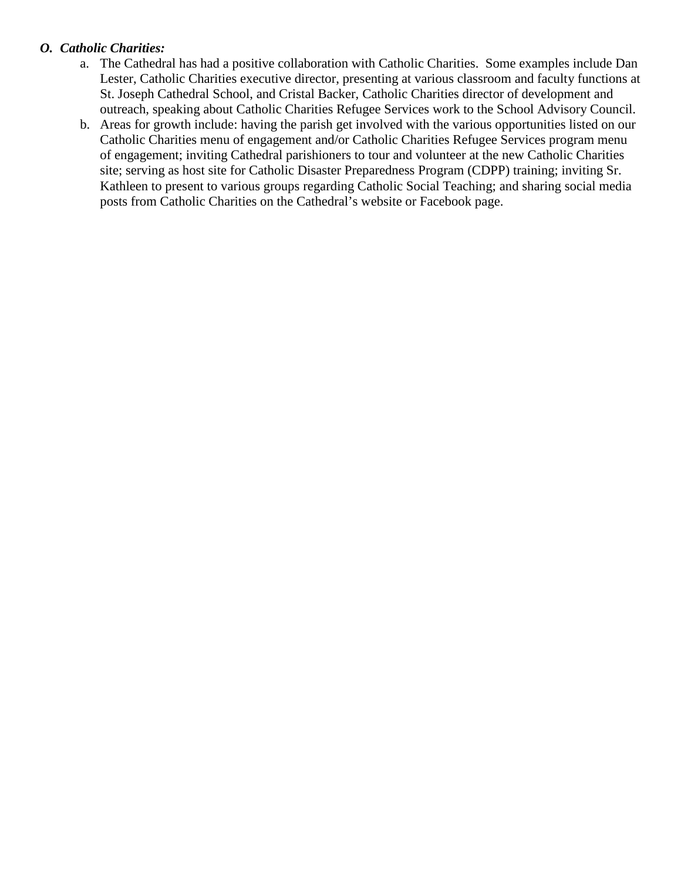***O. Catholic Charities:***

a. The Cathedral has had a positive collaboration with Catholic Charities. Some examples include Dan Lester, Catholic Charities executive director, presenting at various classroom and faculty functions at St. Joseph Cathedral School, and Cristal Backer, Catholic Charities director of development and outreach, speaking about Catholic Charities Refugee Services work to the School Advisory Council.

b. Areas for growth include: having the parish get involved with the various opportunities listed on our Catholic Charities menu of engagement and/or Catholic Charities Refugee Services program menu of engagement; inviting Cathedral parishioners to tour and volunteer at the new Catholic Charities site; serving as host site for Catholic Disaster Preparedness Program (CDPP) training; inviting Sr. Kathleen to present to various groups regarding Catholic Social Teaching; and sharing social media posts from Catholic Charities on the Cathedral's website or Facebook page.